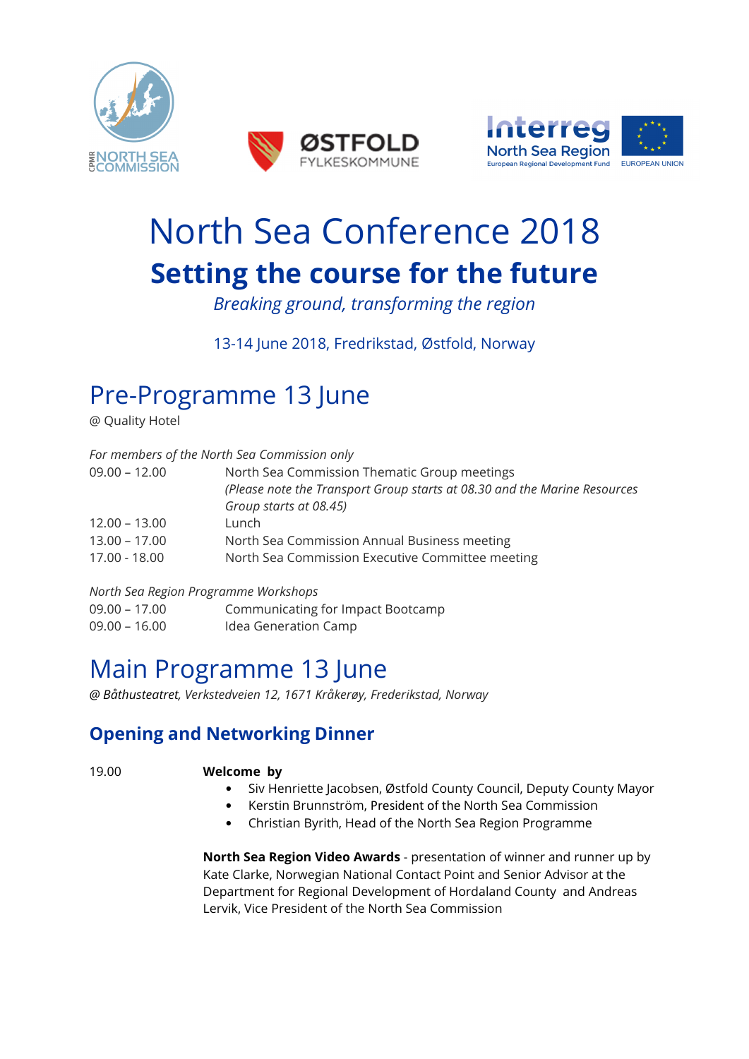# North Sea Conference 2018

## Setting the course for the future

*Breaking ground, transforming the region*

13-14 June 2018, Fredrikstad, Østfold, Norway

# Pre-Programme 13 June

@ Quality Hotel

*For members of the North Sea Commission only*

| | |
|---|---|
| 09.00 – 12.00 | North Sea Commission Thematic Group meetings *(Please note the Transport Group starts at 08.30 and the Marine Resources Group starts at 08.45)* |
| 12.00 – 13.00 | Lunch |
| 13.00 – 17.00 | North Sea Commission Annual Business meeting |
| 17.00 - 18.00 | North Sea Commission Executive Committee meeting |

*North Sea Region Programme Workshops*

| | |
|---|---|
| 09.00 – 17.00 | Communicating for Impact Bootcamp |
| 09.00 – 16.00 | Idea Generation Camp |

# Main Programme 13 June

*@ Båthusteatret, Verkstedveien 12, 1671 Kråkerøy, Frederikstad, Norway*

## Opening and Networking Dinner

19.00

**Welcome by**

- Siv Henriette Jacobsen, Østfold County Council, Deputy County Mayor
- Kerstin Brunnström, President of the North Sea Commission
- Christian Byrith, Head of the North Sea Region Programme

**North Sea Region Video Awards** - presentation of winner and runner up by Kate Clarke, Norwegian National Contact Point and Senior Advisor at the Department for Regional Development of Hordaland County and Andreas Lervik, Vice President of the North Sea Commission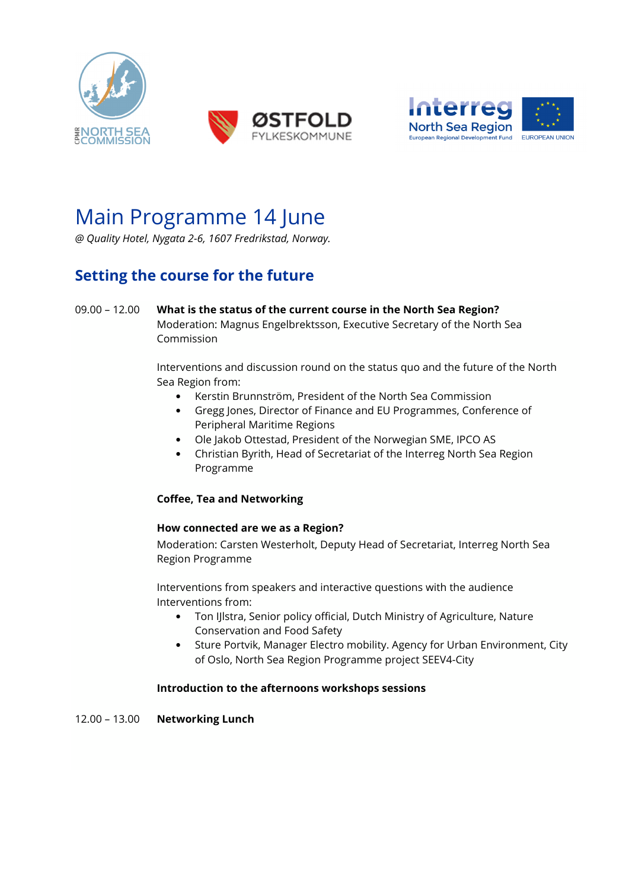# Main Programme 14 June

*@ Quality Hotel, Nygata 2-6, 1607 Fredrikstad, Norway.*

## Setting the course for the future

09.00 – 12.00 **What is the status of the current course in the North Sea Region?**
Moderation: Magnus Engelbrektsson, Executive Secretary of the North Sea Commission

Interventions and discussion round on the status quo and the future of the North Sea Region from:

- Kerstin Brunnström, President of the North Sea Commission
- Gregg Jones, Director of Finance and EU Programmes, Conference of Peripheral Maritime Regions
- Ole Jakob Ottestad, President of the Norwegian SME, IPCO AS
- Christian Byrith, Head of Secretariat of the Interreg North Sea Region Programme

**Coffee, Tea and Networking**

**How connected are we as a Region?**
Moderation: Carsten Westerholt, Deputy Head of Secretariat, Interreg North Sea Region Programme

Interventions from speakers and interactive questions with the audience
Interventions from:

- Ton IJlstra, Senior policy official, Dutch Ministry of Agriculture, Nature Conservation and Food Safety
- Sture Portvik, Manager Electro mobility. Agency for Urban Environment, City of Oslo, North Sea Region Programme project SEEV4-City

**Introduction to the afternoons workshops sessions**

12.00 – 13.00 **Networking Lunch**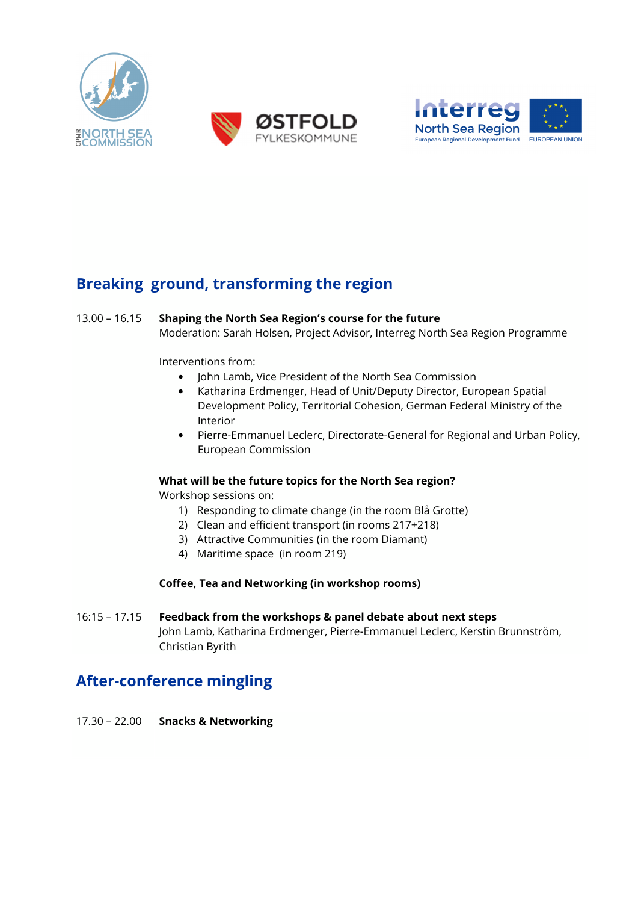## Breaking ground, transforming the region

13.00 – 16.15 **Shaping the North Sea Region's course for the future**
Moderation: Sarah Holsen, Project Advisor, Interreg North Sea Region Programme

Interventions from:

- John Lamb, Vice President of the North Sea Commission
- Katharina Erdmenger, Head of Unit/Deputy Director, European Spatial Development Policy, Territorial Cohesion, German Federal Ministry of the Interior
- Pierre-Emmanuel Leclerc, Directorate-General for Regional and Urban Policy, European Commission

**What will be the future topics for the North Sea region?**
Workshop sessions on:

1) Responding to climate change (in the room Blå Grotte)
2) Clean and efficient transport (in rooms 217+218)
3) Attractive Communities (in the room Diamant)
4) Maritime space (in room 219)

**Coffee, Tea and Networking (in workshop rooms)**

16:15 – 17.15 **Feedback from the workshops & panel debate about next steps**
John Lamb, Katharina Erdmenger, Pierre-Emmanuel Leclerc, Kerstin Brunnström, Christian Byrith

## After-conference mingling

17.30 – 22.00 **Snacks & Networking**